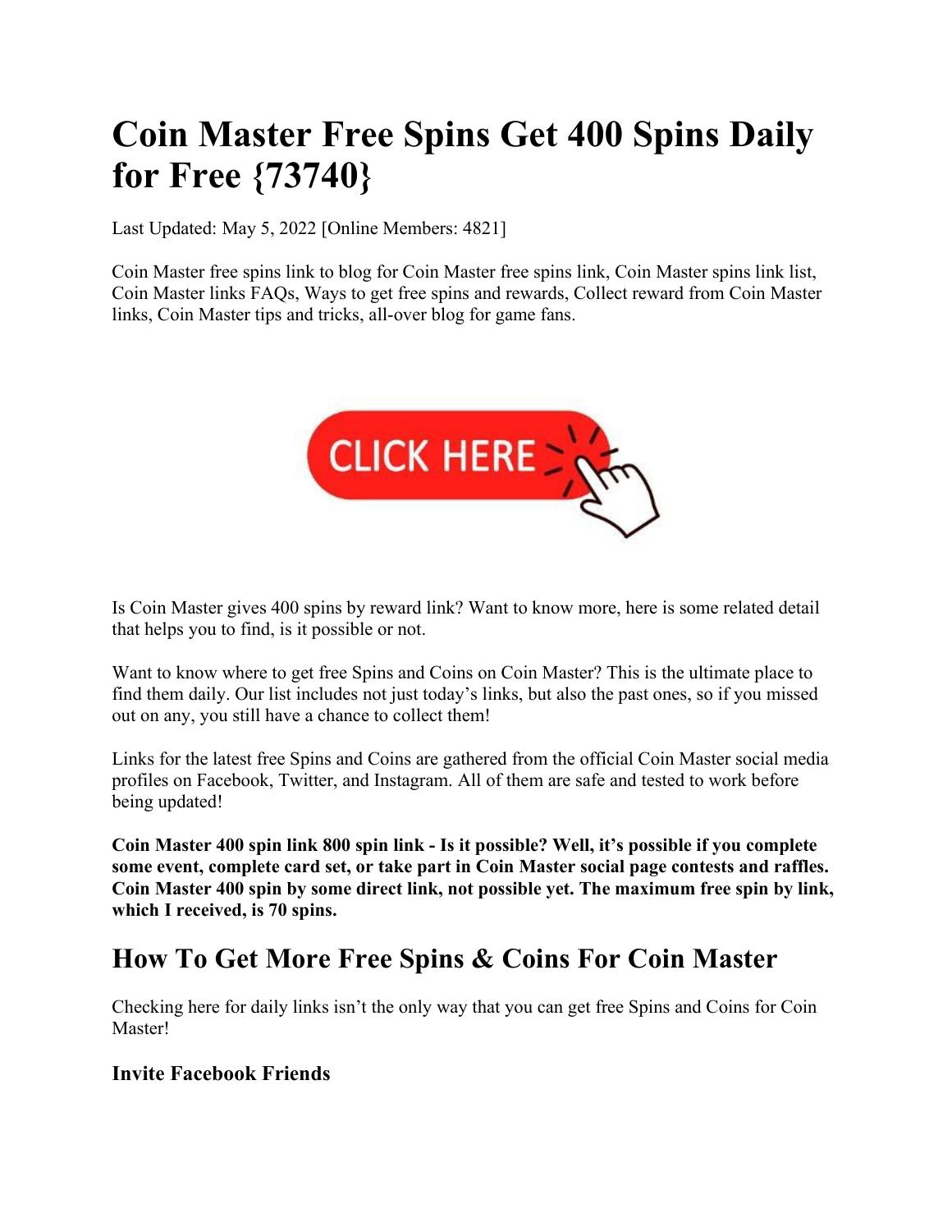# Coin Master Free Spins Get 400 Spins Daily for Free {73740}

Last Updated: May 5, 2022 [Online Members: 4821]

Coin Master free spins link to blog for Coin Master free spins link, Coin Master spins link list, Coin Master links FAQs, Ways to get free spins and rewards, Collect reward from Coin Master links, Coin Master tips and tricks, all-over blog for game fans.

CLICK HERE

Is Coin Master gives 400 spins by reward link? Want to know more, here is some related detail that helps you to find, is it possible or not.

Want to know where to get free Spins and Coins on Coin Master? This is the ultimate place to find them daily. Our list includes not just today's links, but also the past ones, so if you missed out on any, you still have a chance to collect them!

Links for the latest free Spins and Coins are gathered from the official Coin Master social media profiles on Facebook, Twitter, and Instagram. All of them are safe and tested to work before being updated!

**Coin Master 400 spin link 800 spin link - Is it possible? Well, it's possible if you complete some event, complete card set, or take part in Coin Master social page contests and raffles. Coin Master 400 spin by some direct link, not possible yet. The maximum free spin by link, which I received, is 70 spins.**

## How To Get More Free Spins & Coins For Coin Master

Checking here for daily links isn't the only way that you can get free Spins and Coins for Coin Master!

### Invite Facebook Friends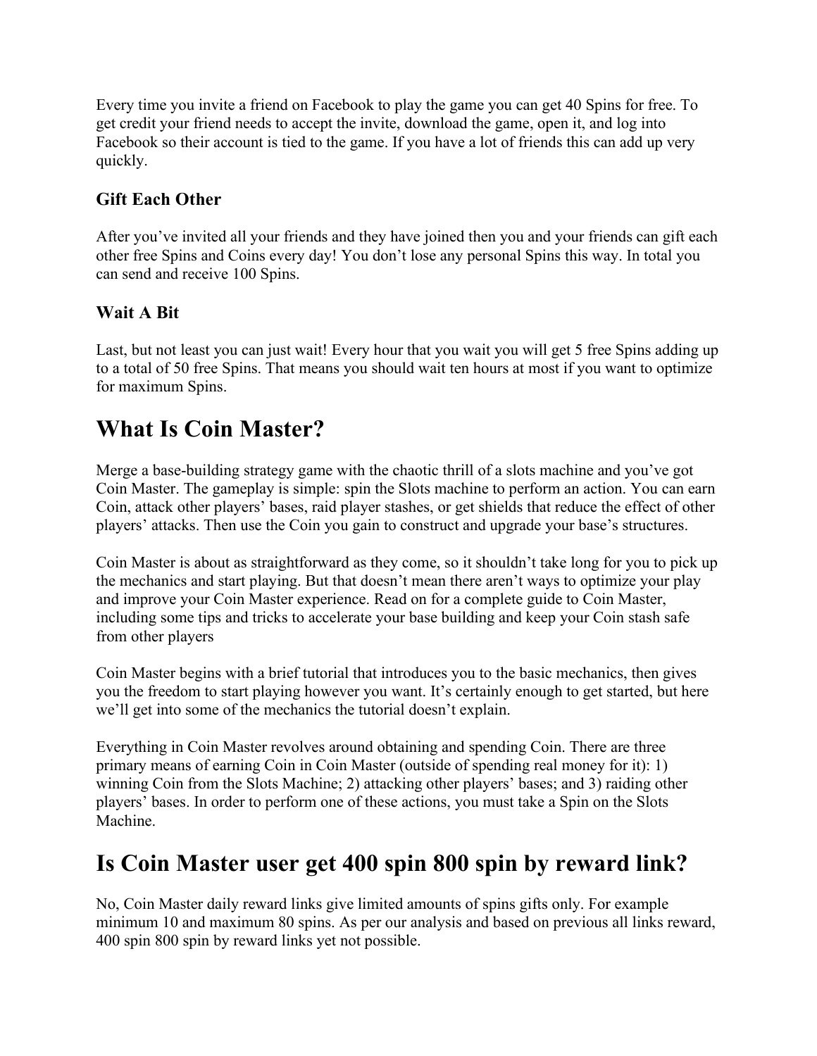Every time you invite a friend on Facebook to play the game you can get 40 Spins for free. To get credit your friend needs to accept the invite, download the game, open it, and log into Facebook so their account is tied to the game. If you have a lot of friends this can add up very quickly.

### Gift Each Other

After you've invited all your friends and they have joined then you and your friends can gift each other free Spins and Coins every day! You don't lose any personal Spins this way. In total you can send and receive 100 Spins.

### Wait A Bit

Last, but not least you can just wait! Every hour that you wait you will get 5 free Spins adding up to a total of 50 free Spins. That means you should wait ten hours at most if you want to optimize for maximum Spins.

# What Is Coin Master?

Merge a base-building strategy game with the chaotic thrill of a slots machine and you've got Coin Master. The gameplay is simple: spin the Slots machine to perform an action. You can earn Coin, attack other players' bases, raid player stashes, or get shields that reduce the effect of other players' attacks. Then use the Coin you gain to construct and upgrade your base's structures.

Coin Master is about as straightforward as they come, so it shouldn't take long for you to pick up the mechanics and start playing. But that doesn't mean there aren't ways to optimize your play and improve your Coin Master experience. Read on for a complete guide to Coin Master, including some tips and tricks to accelerate your base building and keep your Coin stash safe from other players

Coin Master begins with a brief tutorial that introduces you to the basic mechanics, then gives you the freedom to start playing however you want. It's certainly enough to get started, but here we'll get into some of the mechanics the tutorial doesn't explain.

Everything in Coin Master revolves around obtaining and spending Coin. There are three primary means of earning Coin in Coin Master (outside of spending real money for it): 1) winning Coin from the Slots Machine; 2) attacking other players' bases; and 3) raiding other players' bases. In order to perform one of these actions, you must take a Spin on the Slots Machine.

# Is Coin Master user get 400 spin 800 spin by reward link?

No, Coin Master daily reward links give limited amounts of spins gifts only. For example minimum 10 and maximum 80 spins. As per our analysis and based on previous all links reward, 400 spin 800 spin by reward links yet not possible.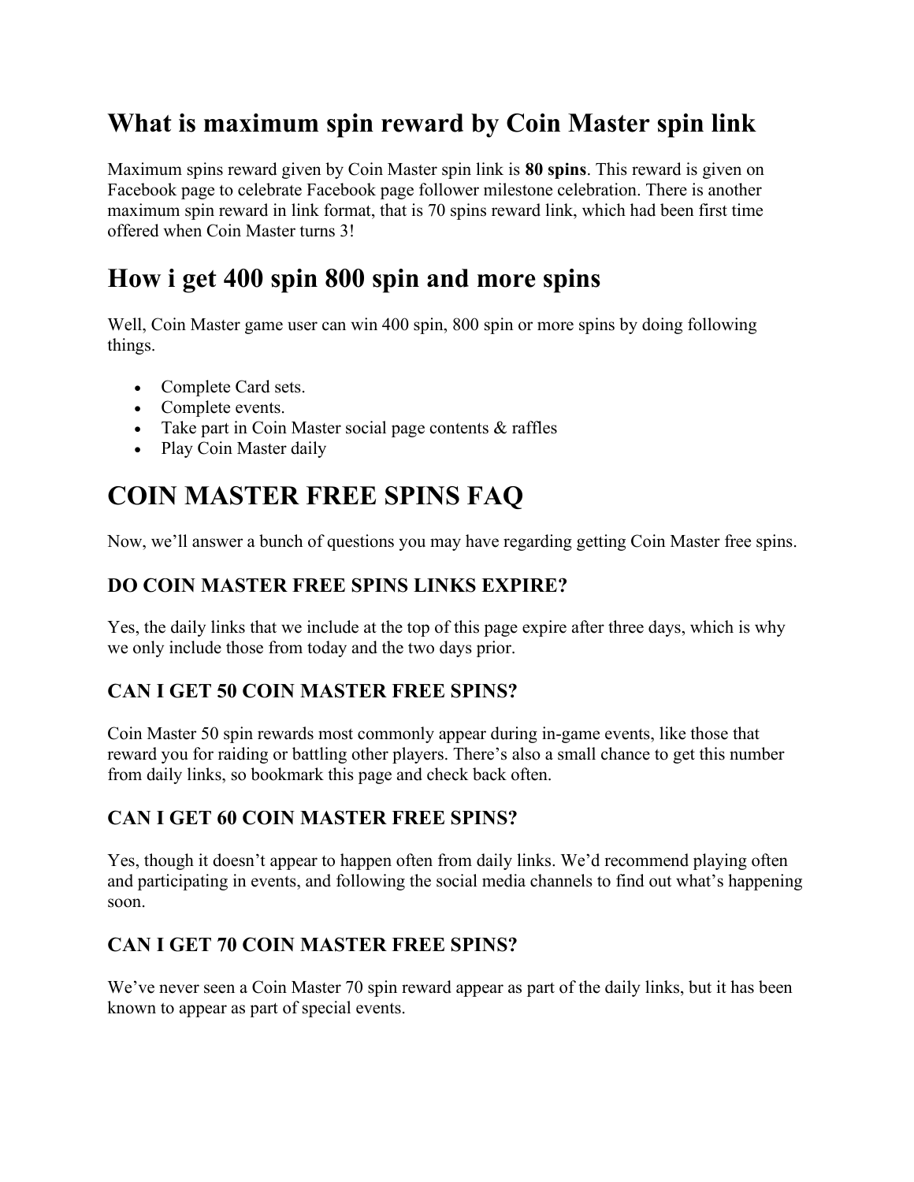## What is maximum spin reward by Coin Master spin link

Maximum spins reward given by Coin Master spin link is **80 spins**. This reward is given on Facebook page to celebrate Facebook page follower milestone celebration. There is another maximum spin reward in link format, that is 70 spins reward link, which had been first time offered when Coin Master turns 3!

## How i get 400 spin 800 spin and more spins

Well, Coin Master game user can win 400 spin, 800 spin or more spins by doing following things.

- Complete Card sets.
- Complete events.
- Take part in Coin Master social page contents & raffles
- Play Coin Master daily

# COIN MASTER FREE SPINS FAQ

Now, we'll answer a bunch of questions you may have regarding getting Coin Master free spins.

### DO COIN MASTER FREE SPINS LINKS EXPIRE?

Yes, the daily links that we include at the top of this page expire after three days, which is why we only include those from today and the two days prior.

### CAN I GET 50 COIN MASTER FREE SPINS?

Coin Master 50 spin rewards most commonly appear during in-game events, like those that reward you for raiding or battling other players. There's also a small chance to get this number from daily links, so bookmark this page and check back often.

### CAN I GET 60 COIN MASTER FREE SPINS?

Yes, though it doesn't appear to happen often from daily links. We'd recommend playing often and participating in events, and following the social media channels to find out what's happening soon.

### CAN I GET 70 COIN MASTER FREE SPINS?

We've never seen a Coin Master 70 spin reward appear as part of the daily links, but it has been known to appear as part of special events.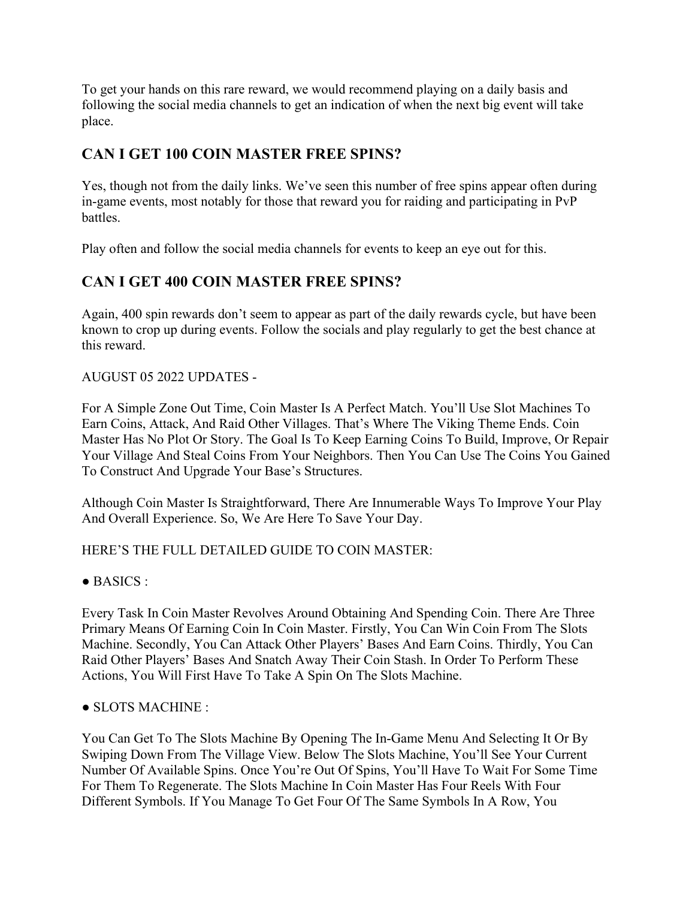To get your hands on this rare reward, we would recommend playing on a daily basis and following the social media channels to get an indication of when the next big event will take place.

## CAN I GET 100 COIN MASTER FREE SPINS?

Yes, though not from the daily links. We've seen this number of free spins appear often during in-game events, most notably for those that reward you for raiding and participating in PvP battles.

Play often and follow the social media channels for events to keep an eye out for this.

## CAN I GET 400 COIN MASTER FREE SPINS?

Again, 400 spin rewards don't seem to appear as part of the daily rewards cycle, but have been known to crop up during events. Follow the socials and play regularly to get the best chance at this reward.

AUGUST 05 2022 UPDATES -

For A Simple Zone Out Time, Coin Master Is A Perfect Match. You'll Use Slot Machines To Earn Coins, Attack, And Raid Other Villages. That's Where The Viking Theme Ends. Coin Master Has No Plot Or Story. The Goal Is To Keep Earning Coins To Build, Improve, Or Repair Your Village And Steal Coins From Your Neighbors. Then You Can Use The Coins You Gained To Construct And Upgrade Your Base's Structures.

Although Coin Master Is Straightforward, There Are Innumerable Ways To Improve Your Play And Overall Experience. So, We Are Here To Save Your Day.

HERE'S THE FULL DETAILED GUIDE TO COIN MASTER:

● BASICS :

Every Task In Coin Master Revolves Around Obtaining And Spending Coin. There Are Three Primary Means Of Earning Coin In Coin Master. Firstly, You Can Win Coin From The Slots Machine. Secondly, You Can Attack Other Players' Bases And Earn Coins. Thirdly, You Can Raid Other Players' Bases And Snatch Away Their Coin Stash. In Order To Perform These Actions, You Will First Have To Take A Spin On The Slots Machine.

● SLOTS MACHINE :

You Can Get To The Slots Machine By Opening The In-Game Menu And Selecting It Or By Swiping Down From The Village View. Below The Slots Machine, You'll See Your Current Number Of Available Spins. Once You're Out Of Spins, You'll Have To Wait For Some Time For Them To Regenerate. The Slots Machine In Coin Master Has Four Reels With Four Different Symbols. If You Manage To Get Four Of The Same Symbols In A Row, You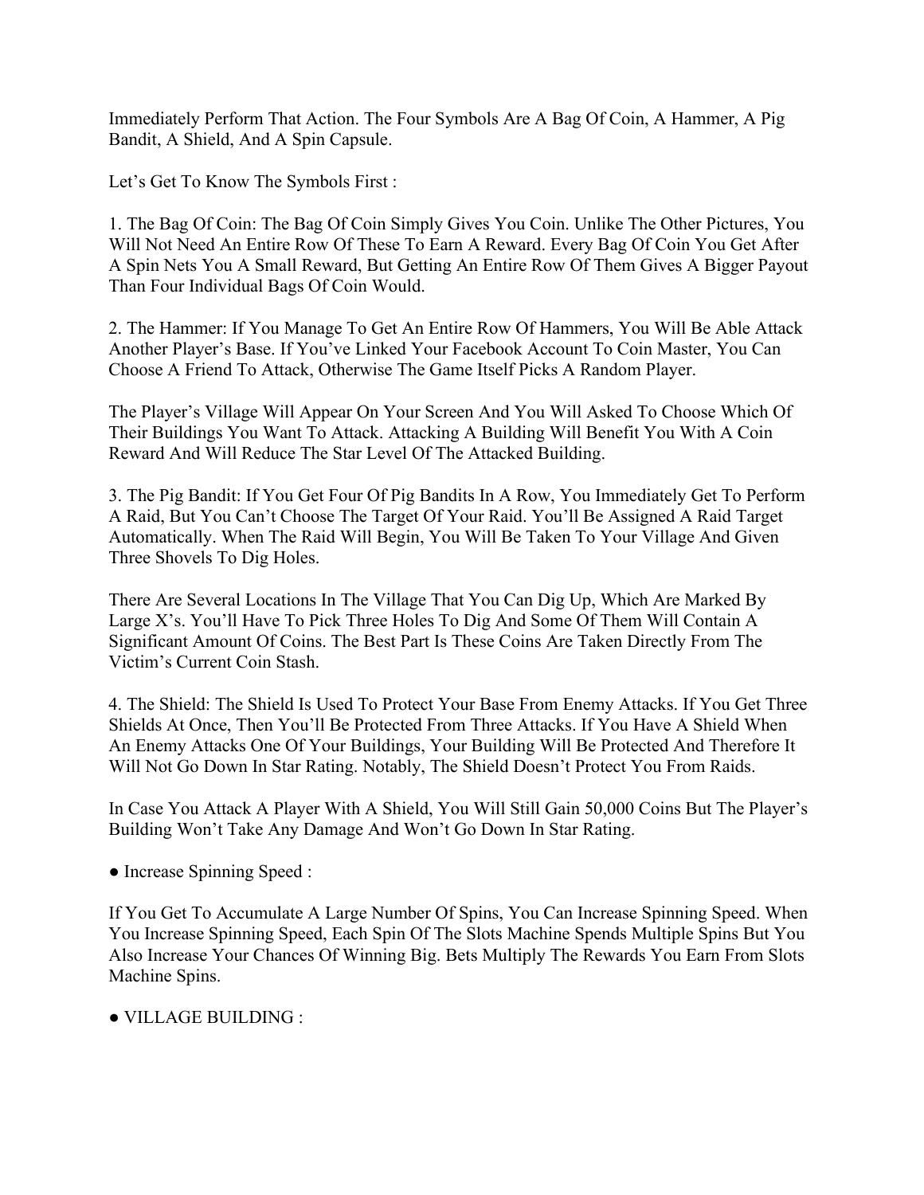Immediately Perform That Action. The Four Symbols Are A Bag Of Coin, A Hammer, A Pig Bandit, A Shield, And A Spin Capsule.

Let's Get To Know The Symbols First :

1. The Bag Of Coin: The Bag Of Coin Simply Gives You Coin. Unlike The Other Pictures, You Will Not Need An Entire Row Of These To Earn A Reward. Every Bag Of Coin You Get After A Spin Nets You A Small Reward, But Getting An Entire Row Of Them Gives A Bigger Payout Than Four Individual Bags Of Coin Would.

2. The Hammer: If You Manage To Get An Entire Row Of Hammers, You Will Be Able Attack Another Player's Base. If You've Linked Your Facebook Account To Coin Master, You Can Choose A Friend To Attack, Otherwise The Game Itself Picks A Random Player.

The Player's Village Will Appear On Your Screen And You Will Asked To Choose Which Of Their Buildings You Want To Attack. Attacking A Building Will Benefit You With A Coin Reward And Will Reduce The Star Level Of The Attacked Building.

3. The Pig Bandit: If You Get Four Of Pig Bandits In A Row, You Immediately Get To Perform A Raid, But You Can't Choose The Target Of Your Raid. You'll Be Assigned A Raid Target Automatically. When The Raid Will Begin, You Will Be Taken To Your Village And Given Three Shovels To Dig Holes.

There Are Several Locations In The Village That You Can Dig Up, Which Are Marked By Large X's. You'll Have To Pick Three Holes To Dig And Some Of Them Will Contain A Significant Amount Of Coins. The Best Part Is These Coins Are Taken Directly From The Victim's Current Coin Stash.

4. The Shield: The Shield Is Used To Protect Your Base From Enemy Attacks. If You Get Three Shields At Once, Then You'll Be Protected From Three Attacks. If You Have A Shield When An Enemy Attacks One Of Your Buildings, Your Building Will Be Protected And Therefore It Will Not Go Down In Star Rating. Notably, The Shield Doesn't Protect You From Raids.

In Case You Attack A Player With A Shield, You Will Still Gain 50,000 Coins But The Player's Building Won't Take Any Damage And Won't Go Down In Star Rating.

● Increase Spinning Speed :

If You Get To Accumulate A Large Number Of Spins, You Can Increase Spinning Speed. When You Increase Spinning Speed, Each Spin Of The Slots Machine Spends Multiple Spins But You Also Increase Your Chances Of Winning Big. Bets Multiply The Rewards You Earn From Slots Machine Spins.

● VILLAGE BUILDING :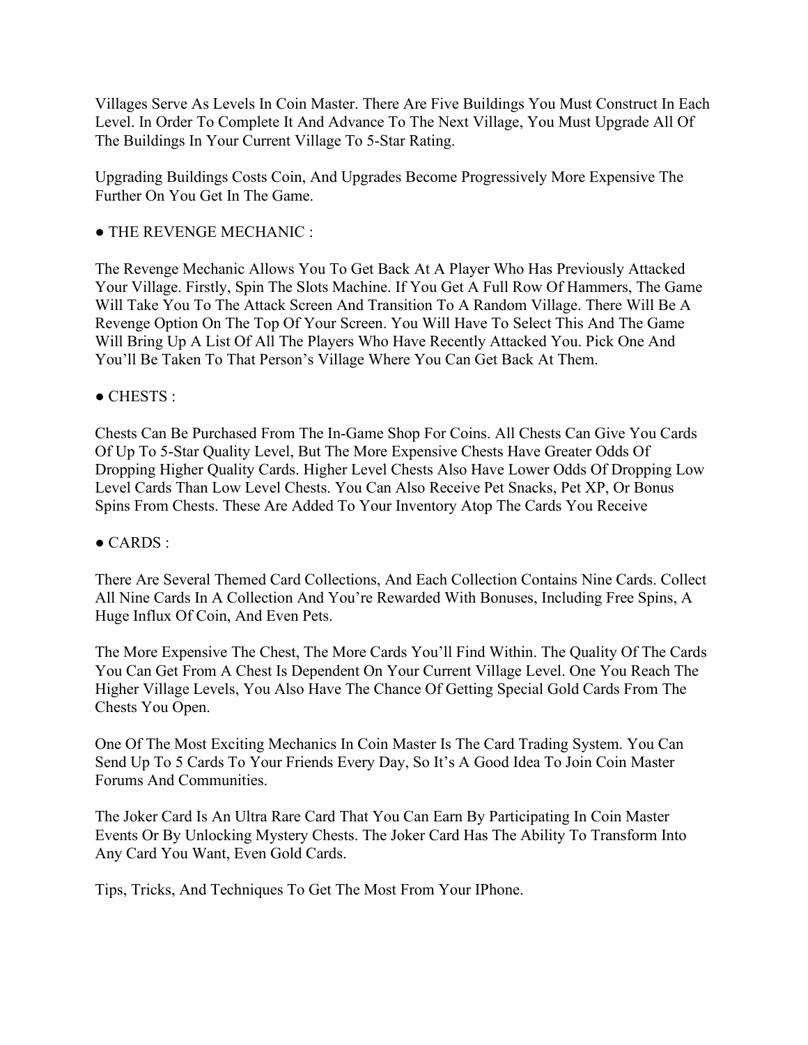Villages Serve As Levels In Coin Master. There Are Five Buildings You Must Construct In Each Level. In Order To Complete It And Advance To The Next Village, You Must Upgrade All Of The Buildings In Your Current Village To 5-Star Rating.

Upgrading Buildings Costs Coin, And Upgrades Become Progressively More Expensive The Further On You Get In The Game.

● THE REVENGE MECHANIC :

The Revenge Mechanic Allows You To Get Back At A Player Who Has Previously Attacked Your Village. Firstly, Spin The Slots Machine. If You Get A Full Row Of Hammers, The Game Will Take You To The Attack Screen And Transition To A Random Village. There Will Be A Revenge Option On The Top Of Your Screen. You Will Have To Select This And The Game Will Bring Up A List Of All The Players Who Have Recently Attacked You. Pick One And You'll Be Taken To That Person's Village Where You Can Get Back At Them.

● CHESTS :

Chests Can Be Purchased From The In-Game Shop For Coins. All Chests Can Give You Cards Of Up To 5-Star Quality Level, But The More Expensive Chests Have Greater Odds Of Dropping Higher Quality Cards. Higher Level Chests Also Have Lower Odds Of Dropping Low Level Cards Than Low Level Chests. You Can Also Receive Pet Snacks, Pet XP, Or Bonus Spins From Chests. These Are Added To Your Inventory Atop The Cards You Receive

● CARDS :

There Are Several Themed Card Collections, And Each Collection Contains Nine Cards. Collect All Nine Cards In A Collection And You're Rewarded With Bonuses, Including Free Spins, A Huge Influx Of Coin, And Even Pets.

The More Expensive The Chest, The More Cards You'll Find Within. The Quality Of The Cards You Can Get From A Chest Is Dependent On Your Current Village Level. One You Reach The Higher Village Levels, You Also Have The Chance Of Getting Special Gold Cards From The Chests You Open.

One Of The Most Exciting Mechanics In Coin Master Is The Card Trading System. You Can Send Up To 5 Cards To Your Friends Every Day, So It's A Good Idea To Join Coin Master Forums And Communities.

The Joker Card Is An Ultra Rare Card That You Can Earn By Participating In Coin Master Events Or By Unlocking Mystery Chests. The Joker Card Has The Ability To Transform Into Any Card You Want, Even Gold Cards.

Tips, Tricks, And Techniques To Get The Most From Your IPhone.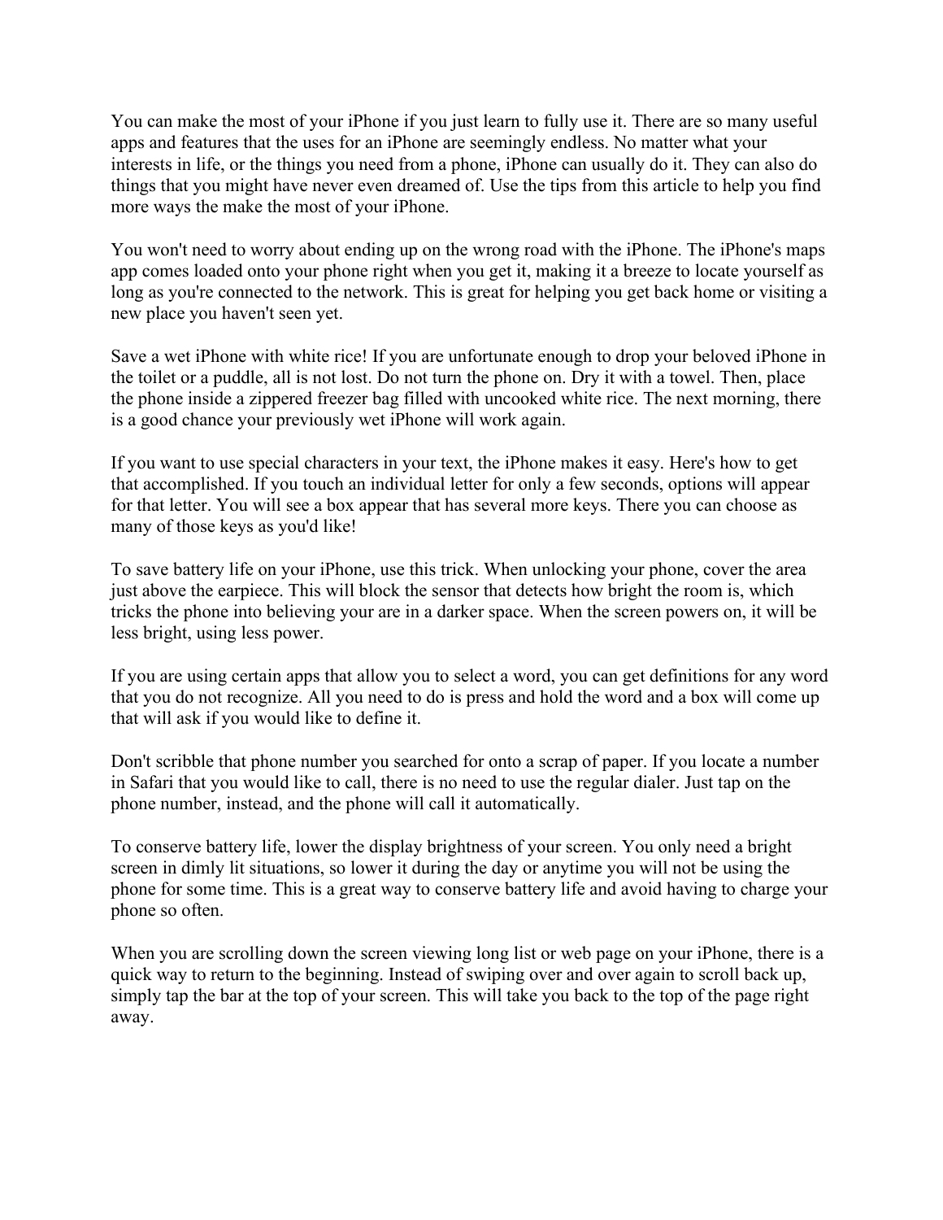You can make the most of your iPhone if you just learn to fully use it. There are so many useful apps and features that the uses for an iPhone are seemingly endless. No matter what your interests in life, or the things you need from a phone, iPhone can usually do it. They can also do things that you might have never even dreamed of. Use the tips from this article to help you find more ways the make the most of your iPhone.

You won't need to worry about ending up on the wrong road with the iPhone. The iPhone's maps app comes loaded onto your phone right when you get it, making it a breeze to locate yourself as long as you're connected to the network. This is great for helping you get back home or visiting a new place you haven't seen yet.

Save a wet iPhone with white rice! If you are unfortunate enough to drop your beloved iPhone in the toilet or a puddle, all is not lost. Do not turn the phone on. Dry it with a towel. Then, place the phone inside a zippered freezer bag filled with uncooked white rice. The next morning, there is a good chance your previously wet iPhone will work again.

If you want to use special characters in your text, the iPhone makes it easy. Here's how to get that accomplished. If you touch an individual letter for only a few seconds, options will appear for that letter. You will see a box appear that has several more keys. There you can choose as many of those keys as you'd like!

To save battery life on your iPhone, use this trick. When unlocking your phone, cover the area just above the earpiece. This will block the sensor that detects how bright the room is, which tricks the phone into believing your are in a darker space. When the screen powers on, it will be less bright, using less power.

If you are using certain apps that allow you to select a word, you can get definitions for any word that you do not recognize. All you need to do is press and hold the word and a box will come up that will ask if you would like to define it.

Don't scribble that phone number you searched for onto a scrap of paper. If you locate a number in Safari that you would like to call, there is no need to use the regular dialer. Just tap on the phone number, instead, and the phone will call it automatically.

To conserve battery life, lower the display brightness of your screen. You only need a bright screen in dimly lit situations, so lower it during the day or anytime you will not be using the phone for some time. This is a great way to conserve battery life and avoid having to charge your phone so often.

When you are scrolling down the screen viewing long list or web page on your iPhone, there is a quick way to return to the beginning. Instead of swiping over and over again to scroll back up, simply tap the bar at the top of your screen. This will take you back to the top of the page right away.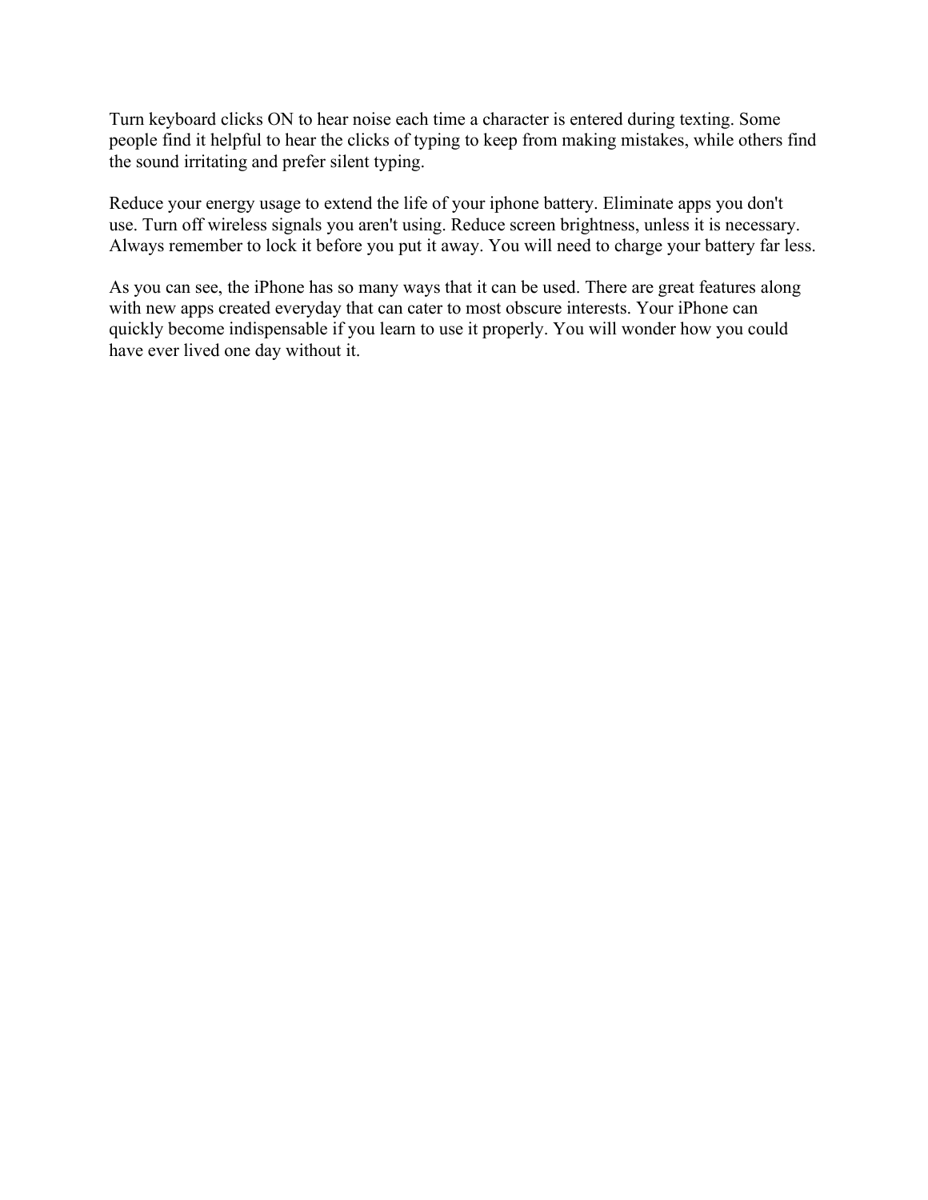Turn keyboard clicks ON to hear noise each time a character is entered during texting. Some people find it helpful to hear the clicks of typing to keep from making mistakes, while others find the sound irritating and prefer silent typing.

Reduce your energy usage to extend the life of your iphone battery. Eliminate apps you don't use. Turn off wireless signals you aren't using. Reduce screen brightness, unless it is necessary. Always remember to lock it before you put it away. You will need to charge your battery far less.

As you can see, the iPhone has so many ways that it can be used. There are great features along with new apps created everyday that can cater to most obscure interests. Your iPhone can quickly become indispensable if you learn to use it properly. You will wonder how you could have ever lived one day without it.